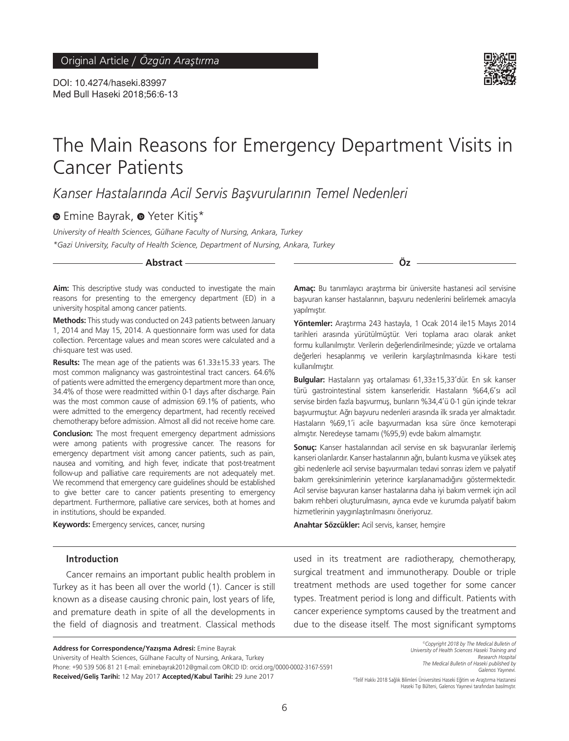Original Article / *Özgün Araştırma*

DOI: 10.4274/haseki.83997
Med Bull Haseki 2018;56:6-13

# The Main Reasons for Emergency Department Visits in Cancer Patients

## *Kanser Hastalarında Acil Servis Başvurularının Temel Nedenleri*

Emine Bayrak, Yeter Kitiş*

*University of Health Sciences, Gülhane Faculty of Nursing, Ankara, Turkey*
*\*Gazi University, Faculty of Health Science, Department of Nursing, Ankara, Turkey*

### Abstract

**Aim:** This descriptive study was conducted to investigate the main reasons for presenting to the emergency department (ED) in a university hospital among cancer patients.

**Methods:** This study was conducted on 243 patients between January 1, 2014 and May 15, 2014. A questionnaire form was used for data collection. Percentage values and mean scores were calculated and a chi-square test was used.

**Results:** The mean age of the patients was 61.33±15.33 years. The most common malignancy was gastrointestinal tract cancers. 64.6% of patients were admitted the emergency department more than once, 34.4% of those were readmitted within 0-1 days after discharge. Pain was the most common cause of admission 69.1% of patients, who were admitted to the emergency department, had recently received chemotherapy before admission. Almost all did not receive home care.

**Conclusion:** The most frequent emergency department admissions were among patients with progressive cancer. The reasons for emergency department visit among cancer patients, such as pain, nausea and vomiting, and high fever, indicate that post-treatment follow-up and palliative care requirements are not adequately met. We recommend that emergency care guidelines should be established to give better care to cancer patients presenting to emergency department. Furthermore, palliative care services, both at homes and in institutions, should be expanded.

**Keywords:** Emergency services, cancer, nursing

### Öz

**Amaç:** Bu tanımlayıcı araştırma bir üniversite hastanesi acil servisine başvuran kanser hastalarının, başvuru nedenlerini belirlemek amacıyla yapılmıştır.

**Yöntemler:** Araştırma 243 hastayla, 1 Ocak 2014 ile15 Mayıs 2014 tarihleri arasında yürütülmüştür. Veri toplama aracı olarak anket formu kullanılmıştır. Verilerin değerlendirilmesinde; yüzde ve ortalama değerleri hesaplanmış ve verilerin karşılaştırılmasında ki-kare testi kullanılmıştır.

**Bulgular:** Hastaların yaş ortalaması 61,33±15,33'dür. En sık kanser türü gastrointestinal sistem kanserleridir. Hastaların %64,6'sı acil servise birden fazla başvurmuş, bunların %34,4'ü 0-1 gün içinde tekrar başvurmuştur. Ağrı başvuru nedenleri arasında ilk sırada yer almaktadır. Hastaların %69,1'i acile başvurmadan kısa süre önce kemoterapi almıştır. Neredeyse tamamı (%95,9) evde bakım almamıştır.

**Sonuç:** Kanser hastalarından acil servise en sık başvuranlar ilerlemiş kanseri olanlardır. Kanser hastalarının ağrı, bulantı kusma ve yüksek ateş gibi nedenlerle acil servise başvurmaları tedavi sonrası izlem ve palyatif bakım gereksinimlerinin yeterince karşılanamadığını göstermektedir. Acil servise başvuran kanser hastalarına daha iyi bakım vermek için acil bakım rehberi oluşturulmasını, ayrıca evde ve kurumda palyatif bakım hizmetlerinin yaygınlaştırılmasını öneriyoruz.

**Anahtar Sözcükler:** Acil servis, kanser, hemşire

### Introduction

Cancer remains an important public health problem in Turkey as it has been all over the world (1). Cancer is still known as a disease causing chronic pain, lost years of life, and premature death in spite of all the developments in the field of diagnosis and treatment. Classical methods used in its treatment are radiotherapy, chemotherapy, surgical treatment and immunotherapy. Double or triple treatment methods are used together for some cancer types. Treatment period is long and difficult. Patients with cancer experience symptoms caused by the treatment and due to the disease itself. The most significant symptoms

**Address for Correspondence/Yazışma Adresi:** Emine Bayrak
University of Health Sciences, Gülhane Faculty of Nursing, Ankara, Turkey
Phone: +90 539 506 81 21 E-mail: eminebayrak2012@gmail.com ORCID ID: orcid.org/0000-0002-3167-5591
**Received/Geliş Tarihi:** 12 May 2017 **Accepted/Kabul Tarihi:** 29 June 2017

©Copyright 2018 by The Medical Bulletin of University of Health Sciences Haseki Training and Research Hospital The Medical Bulletin of Haseki published by Galenos Yayınevi.

©Telif Hakkı 2018 Sağlık Bilimleri Üniversitesi Haseki Eğitim ve Araştırma Hastanesi Haseki Tıp Bülteni, Galenos Yayınevi tarafından basılmıştır.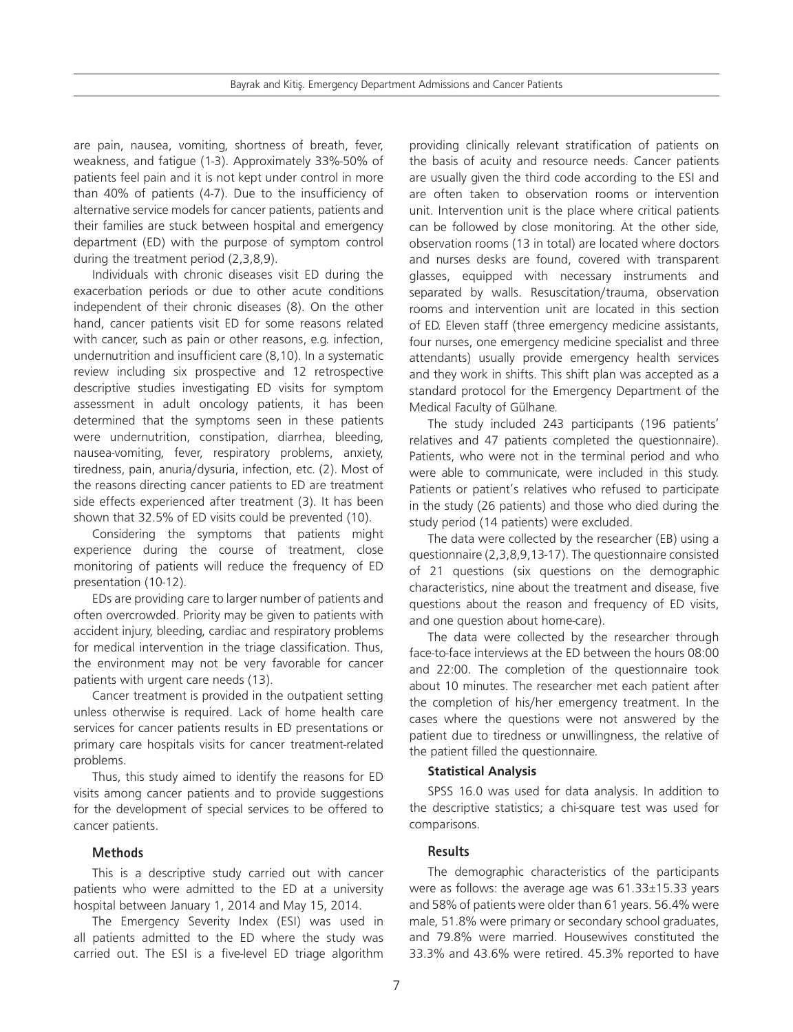are pain, nausea, vomiting, shortness of breath, fever, weakness, and fatigue (1-3). Approximately 33%-50% of patients feel pain and it is not kept under control in more than 40% of patients (4-7). Due to the insufficiency of alternative service models for cancer patients, patients and their families are stuck between hospital and emergency department (ED) with the purpose of symptom control during the treatment period (2,3,8,9).

Individuals with chronic diseases visit ED during the exacerbation periods or due to other acute conditions independent of their chronic diseases (8). On the other hand, cancer patients visit ED for some reasons related with cancer, such as pain or other reasons, e.g. infection, undernutrition and insufficient care (8,10). In a systematic review including six prospective and 12 retrospective descriptive studies investigating ED visits for symptom assessment in adult oncology patients, it has been determined that the symptoms seen in these patients were undernutrition, constipation, diarrhea, bleeding, nausea-vomiting, fever, respiratory problems, anxiety, tiredness, pain, anuria/dysuria, infection, etc. (2). Most of the reasons directing cancer patients to ED are treatment side effects experienced after treatment (3). It has been shown that 32.5% of ED visits could be prevented (10).

Considering the symptoms that patients might experience during the course of treatment, close monitoring of patients will reduce the frequency of ED presentation (10-12).

EDs are providing care to larger number of patients and often overcrowded. Priority may be given to patients with accident injury, bleeding, cardiac and respiratory problems for medical intervention in the triage classification. Thus, the environment may not be very favorable for cancer patients with urgent care needs (13).

Cancer treatment is provided in the outpatient setting unless otherwise is required. Lack of home health care services for cancer patients results in ED presentations or primary care hospitals visits for cancer treatment-related problems.

Thus, this study aimed to identify the reasons for ED visits among cancer patients and to provide suggestions for the development of special services to be offered to cancer patients.

## Methods

This is a descriptive study carried out with cancer patients who were admitted to the ED at a university hospital between January 1, 2014 and May 15, 2014.

The Emergency Severity Index (ESI) was used in all patients admitted to the ED where the study was carried out. The ESI is a five-level ED triage algorithm providing clinically relevant stratification of patients on the basis of acuity and resource needs. Cancer patients are usually given the third code according to the ESI and are often taken to observation rooms or intervention unit. Intervention unit is the place where critical patients can be followed by close monitoring. At the other side, observation rooms (13 in total) are located where doctors and nurses desks are found, covered with transparent glasses, equipped with necessary instruments and separated by walls. Resuscitation/trauma, observation rooms and intervention unit are located in this section of ED. Eleven staff (three emergency medicine assistants, four nurses, one emergency medicine specialist and three attendants) usually provide emergency health services and they work in shifts. This shift plan was accepted as a standard protocol for the Emergency Department of the Medical Faculty of Gülhane.

The study included 243 participants (196 patients' relatives and 47 patients completed the questionnaire). Patients, who were not in the terminal period and who were able to communicate, were included in this study. Patients or patient's relatives who refused to participate in the study (26 patients) and those who died during the study period (14 patients) were excluded.

The data were collected by the researcher (EB) using a questionnaire (2,3,8,9,13-17). The questionnaire consisted of 21 questions (six questions on the demographic characteristics, nine about the treatment and disease, five questions about the reason and frequency of ED visits, and one question about home-care).

The data were collected by the researcher through face-to-face interviews at the ED between the hours 08:00 and 22:00. The completion of the questionnaire took about 10 minutes. The researcher met each patient after the completion of his/her emergency treatment. In the cases where the questions were not answered by the patient due to tiredness or unwillingness, the relative of the patient filled the questionnaire.

### Statistical Analysis

SPSS 16.0 was used for data analysis. In addition to the descriptive statistics; a chi-square test was used for comparisons.

## Results

The demographic characteristics of the participants were as follows: the average age was 61.33±15.33 years and 58% of patients were older than 61 years. 56.4% were male, 51.8% were primary or secondary school graduates, and 79.8% were married. Housewives constituted the 33.3% and 43.6% were retired. 45.3% reported to have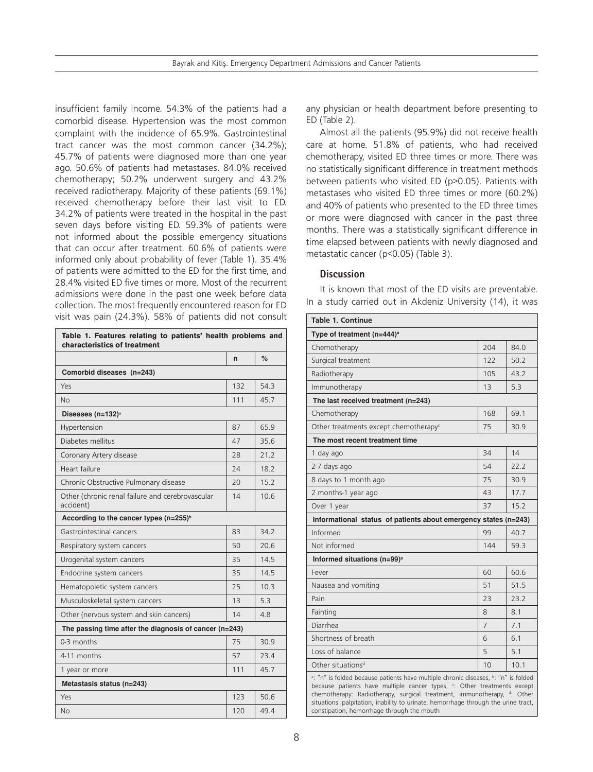insufficient family income. 54.3% of the patients had a comorbid disease. Hypertension was the most common complaint with the incidence of 65.9%. Gastrointestinal tract cancer was the most common cancer (34.2%); 45.7% of patients were diagnosed more than one year ago. 50.6% of patients had metastases. 84.0% received chemotherapy; 50.2% underwent surgery and 43.2% received radiotherapy. Majority of these patients (69.1%) received chemotherapy before their last visit to ED. 34.2% of patients were treated in the hospital in the past seven days before visiting ED. 59.3% of patients were not informed about the possible emergency situations that can occur after treatment. 60.6% of patients were informed only about probability of fever (Table 1). 35.4% of patients were admitted to the ED for the first time, and 28.4% visited ED five times or more. Most of the recurrent admissions were done in the past one week before data collection. The most frequently encountered reason for ED visit was pain (24.3%). 58% of patients did not consult any physician or health department before presenting to ED (Table 2).

Almost all the patients (95.9%) did not receive health care at home. 51.8% of patients, who had received chemotherapy, visited ED three times or more. There was no statistically significant difference in treatment methods between patients who visited ED ($p>0.05$). Patients with metastases who visited ED three times or more (60.2%) and 40% of patients who presented to the ED three times or more were diagnosed with cancer in the past three months. There was a statistically significant difference in time elapsed between patients with newly diagnosed and metastatic cancer ($p<0.05$) (Table 3).

| **Table 1. Features relating to patients' health problems and characteristics of treatment** | | |
|---|---|---|
| | **n** | **%** |
| **Comorbid diseases (n=243)** | | |
| Yes | 132 | 54.3 |
| No | 111 | 45.7 |
| **Diseases (n=132)[a]** | | |
| Hypertension | 87 | 65.9 |
| Diabetes mellitus | 47 | 35.6 |
| Coronary Artery disease | 28 | 21.2 |
| Heart failure | 24 | 18.2 |
| Chronic Obstructive Pulmonary disease | 20 | 15.2 |
| Other (chronic renal failure and cerebrovascular accident) | 14 | 10.6 |
| **According to the cancer types (n=255)[b]** | | |
| Gastrointestinal cancers | 83 | 34.2 |
| Respiratory system cancers | 50 | 20.6 |
| Urogenital system cancers | 35 | 14.5 |
| Endocrine system cancers | 35 | 14.5 |
| Hematopoietic system cancers | 25 | 10.3 |
| Musculoskeletal system cancers | 13 | 5.3 |
| Other (nervous system and skin cancers) | 14 | 4.8 |
| **The passing time after the diagnosis of cancer (n=243)** | | |
| 0-3 months | 75 | 30.9 |
| 4-11 months | 57 | 23.4 |
| 1 year or more | 111 | 45.7 |
| **Metastasis status (n=243)** | | |
| Yes | 123 | 50.6 |
| No | 120 | 49.4 |

| **Table 1. Continue** | | |
|---|---|---|
| **Type of treatment (n=444)[a]** | | |
| Chemotherapy | 204 | 84.0 |
| Surgical treatment | 122 | 50.2 |
| Radiotherapy | 105 | 43.2 |
| Immunotherapy | 13 | 5.3 |
| **The last received treatment (n=243)** | | |
| Chemotherapy | 168 | 69.1 |
| Other treatments except chemotherapy[c] | 75 | 30.9 |
| **The most recent treatment time** | | |
| 1 day ago | 34 | 14 |
| 2-7 days ago | 54 | 22.2 |
| 8 days to 1 month ago | 75 | 30.9 |
| 2 months-1 year ago | 43 | 17.7 |
| Over 1 year | 37 | 15.2 |
| **Informational status of patients about emergency states (n=243)** | | |
| Informed | 99 | 40.7 |
| Not informed | 144 | 59.3 |
| **Informed situations (n=99)[a]** | | |
| Fever | 60 | 60.6 |
| Nausea and vomiting | 51 | 51.5 |
| Pain | 23 | 23.2 |
| Fainting | 8 | 8.1 |
| Diarrhea | 7 | 7.1 |
| Shortness of breath | 6 | 6.1 |
| Loss of balance | 5 | 5.1 |
| Other situations[d] | 10 | 10.1 |

[a]: "n" is folded because patients have multiple chronic diseases, [b]: "n" is folded because patients have multiple cancer types, [c]: Other treatments except chemotherapy: Radiotherapy, surgical treatment, immunotherapy, [d]: Other situations: palpitation, inability to urinate, hemorrhage through the urine tract, constipation, hemorrhage through the mouth

## Discussion

It is known that most of the ED visits are preventable. In a study carried out in Akdeniz University (14), it was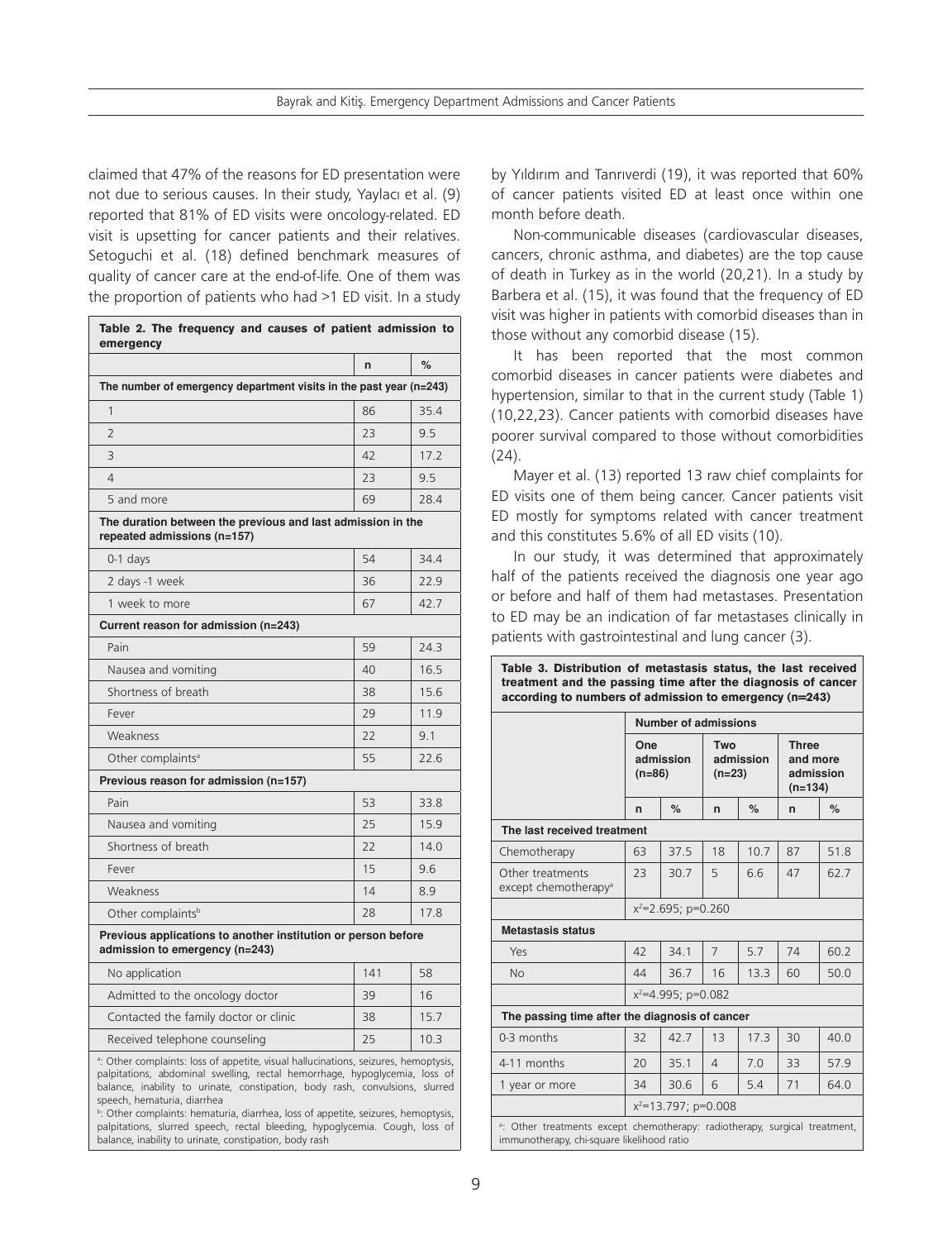claimed that 47% of the reasons for ED presentation were not due to serious causes. In their study, Yaylacı et al. (9) reported that 81% of ED visits were oncology-related. ED visit is upsetting for cancer patients and their relatives. Setoguchi et al. (18) defined benchmark measures of quality of cancer care at the end-of-life. One of them was the proportion of patients who had >1 ED visit. In a study by Yıldırım and Tanrıverdi (19), it was reported that 60% of cancer patients visited ED at least once within one month before death.

Non-communicable diseases (cardiovascular diseases, cancers, chronic asthma, and diabetes) are the top cause of death in Turkey as in the world (20,21). In a study by Barbera et al. (15), it was found that the frequency of ED visit was higher in patients with comorbid diseases than in those without any comorbid disease (15).

It has been reported that the most common comorbid diseases in cancer patients were diabetes and hypertension, similar to that in the current study (Table 1) (10,22,23). Cancer patients with comorbid diseases have poorer survival compared to those without comorbidities (24).

Mayer et al. (13) reported 13 raw chief complaints for ED visits one of them being cancer. Cancer patients visit ED mostly for symptoms related with cancer treatment and this constitutes 5.6% of all ED visits (10).

In our study, it was determined that approximately half of the patients received the diagnosis one year ago or before and half of them had metastases. Presentation to ED may be an indication of far metastases clinically in patients with gastrointestinal and lung cancer (3).

**Table 2. The frequency and causes of patient admission to emergency**

| | n | % |
|---|---|---|
| **The number of emergency department visits in the past year (n=243)** | | |
| 1 | 86 | 35.4 |
| 2 | 23 | 9.5 |
| 3 | 42 | 17.2 |
| 4 | 23 | 9.5 |
| 5 and more | 69 | 28.4 |
| **The duration between the previous and last admission in the repeated admissions (n=157)** | | |
| 0-1 days | 54 | 34.4 |
| 2 days -1 week | 36 | 22.9 |
| 1 week to more | 67 | 42.7 |
| **Current reason for admission (n=243)** | | |
| Pain | 59 | 24.3 |
| Nausea and vomiting | 40 | 16.5 |
| Shortness of breath | 38 | 15.6 |
| Fever | 29 | 11.9 |
| Weakness | 22 | 9.1 |
| Other complaints[a] | 55 | 22.6 |
| **Previous reason for admission (n=157)** | | |
| Pain | 53 | 33.8 |
| Nausea and vomiting | 25 | 15.9 |
| Shortness of breath | 22 | 14.0 |
| Fever | 15 | 9.6 |
| Weakness | 14 | 8.9 |
| Other complaints[b] | 28 | 17.8 |
| **Previous applications to another institution or person before admission to emergency (n=243)** | | |
| No application | 141 | 58 |
| Admitted to the oncology doctor | 39 | 16 |
| Contacted the family doctor or clinic | 38 | 15.7 |
| Received telephone counseling | 25 | 10.3 |

[a]: Other complaints: loss of appetite, visual hallucinations, seizures, hemoptysis, palpitations, abdominal swelling, rectal hemorrhage, hypoglycemia, loss of balance, inability to urinate, constipation, body rash, convulsions, slurred speech, hematuria, diarrhea

[b]: Other complaints: hematuria, diarrhea, loss of appetite, seizures, hemoptysis, palpitations, slurred speech, rectal bleeding, hypoglycemia. Cough, loss of balance, inability to urinate, constipation, body rash

**Table 3. Distribution of metastasis status, the last received treatment and the passing time after the diagnosis of cancer according to numbers of admission to emergency (n=243)**

| | Number of admissions | | | | | |
|---|---|---|---|---|---|---|
| | One admission (n=86) | | Two admission (n=23) | | Three and more admission (n=134) | |
| | n | % | n | % | n | % |
| **The last received treatment** | | | | | | |
| Chemotherapy | 63 | 37.5 | 18 | 10.7 | 87 | 51.8 |
| Other treatments except chemotherapy[a] | 23 | 30.7 | 5 | 6.6 | 47 | 62.7 |
| | $x^2$=2.695; p=0.260 | | | | | |
| **Metastasis status** | | | | | | |
| Yes | 42 | 34.1 | 7 | 5.7 | 74 | 60.2 |
| No | 44 | 36.7 | 16 | 13.3 | 60 | 50.0 |
| | $x^2$=4.995; p=0.082 | | | | | |
| **The passing time after the diagnosis of cancer** | | | | | | |
| 0-3 months | 32 | 42.7 | 13 | 17.3 | 30 | 40.0 |
| 4-11 months | 20 | 35.1 | 4 | 7.0 | 33 | 57.9 |
| 1 year or more | 34 | 30.6 | 6 | 5.4 | 71 | 64.0 |
| | $x^2$=13.797; p=0.008 | | | | | |

[a]: Other treatments except chemotherapy: radiotherapy, surgical treatment, immunotherapy, chi-square likelihood ratio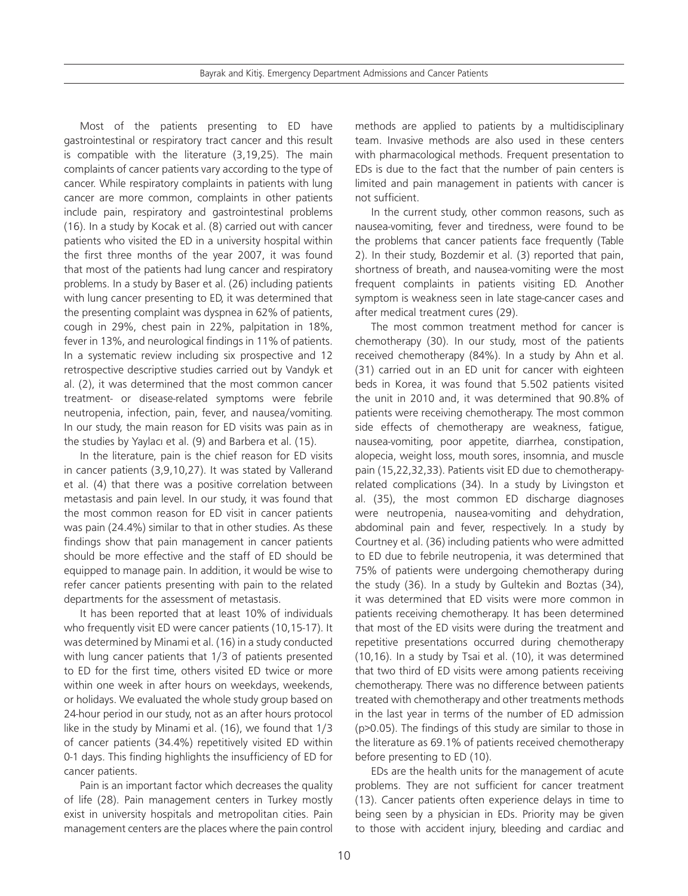Most of the patients presenting to ED have gastrointestinal or respiratory tract cancer and this result is compatible with the literature (3,19,25). The main complaints of cancer patients vary according to the type of cancer. While respiratory complaints in patients with lung cancer are more common, complaints in other patients include pain, respiratory and gastrointestinal problems (16). In a study by Kocak et al. (8) carried out with cancer patients who visited the ED in a university hospital within the first three months of the year 2007, it was found that most of the patients had lung cancer and respiratory problems. In a study by Baser et al. (26) including patients with lung cancer presenting to ED, it was determined that the presenting complaint was dyspnea in 62% of patients, cough in 29%, chest pain in 22%, palpitation in 18%, fever in 13%, and neurological findings in 11% of patients. In a systematic review including six prospective and 12 retrospective descriptive studies carried out by Vandyk et al. (2), it was determined that the most common cancer treatment- or disease-related symptoms were febrile neutropenia, infection, pain, fever, and nausea/vomiting. In our study, the main reason for ED visits was pain as in the studies by Yaylacı et al. (9) and Barbera et al. (15).

In the literature, pain is the chief reason for ED visits in cancer patients (3,9,10,27). It was stated by Vallerand et al. (4) that there was a positive correlation between metastasis and pain level. In our study, it was found that the most common reason for ED visit in cancer patients was pain (24.4%) similar to that in other studies. As these findings show that pain management in cancer patients should be more effective and the staff of ED should be equipped to manage pain. In addition, it would be wise to refer cancer patients presenting with pain to the related departments for the assessment of metastasis.

It has been reported that at least 10% of individuals who frequently visit ED were cancer patients (10,15-17). It was determined by Minami et al. (16) in a study conducted with lung cancer patients that 1/3 of patients presented to ED for the first time, others visited ED twice or more within one week in after hours on weekdays, weekends, or holidays. We evaluated the whole study group based on 24-hour period in our study, not as an after hours protocol like in the study by Minami et al. (16), we found that 1/3 of cancer patients (34.4%) repetitively visited ED within 0-1 days. This finding highlights the insufficiency of ED for cancer patients.

Pain is an important factor which decreases the quality of life (28). Pain management centers in Turkey mostly exist in university hospitals and metropolitan cities. Pain management centers are the places where the pain control methods are applied to patients by a multidisciplinary team. Invasive methods are also used in these centers with pharmacological methods. Frequent presentation to EDs is due to the fact that the number of pain centers is limited and pain management in patients with cancer is not sufficient.

In the current study, other common reasons, such as nausea-vomiting, fever and tiredness, were found to be the problems that cancer patients face frequently (Table 2). In their study, Bozdemir et al. (3) reported that pain, shortness of breath, and nausea-vomiting were the most frequent complaints in patients visiting ED. Another symptom is weakness seen in late stage-cancer cases and after medical treatment cures (29).

The most common treatment method for cancer is chemotherapy (30). In our study, most of the patients received chemotherapy (84%). In a study by Ahn et al. (31) carried out in an ED unit for cancer with eighteen beds in Korea, it was found that 5.502 patients visited the unit in 2010 and, it was determined that 90.8% of patients were receiving chemotherapy. The most common side effects of chemotherapy are weakness, fatigue, nausea-vomiting, poor appetite, diarrhea, constipation, alopecia, weight loss, mouth sores, insomnia, and muscle pain (15,22,32,33). Patients visit ED due to chemotherapy-related complications (34). In a study by Livingston et al. (35), the most common ED discharge diagnoses were neutropenia, nausea-vomiting and dehydration, abdominal pain and fever, respectively. In a study by Courtney et al. (36) including patients who were admitted to ED due to febrile neutropenia, it was determined that 75% of patients were undergoing chemotherapy during the study (36). In a study by Gultekin and Boztas (34), it was determined that ED visits were more common in patients receiving chemotherapy. It has been determined that most of the ED visits were during the treatment and repetitive presentations occurred during chemotherapy (10,16). In a study by Tsai et al. (10), it was determined that two third of ED visits were among patients receiving chemotherapy. There was no difference between patients treated with chemotherapy and other treatments methods in the last year in terms of the number of ED admission ($p>0.05$). The findings of this study are similar to those in the literature as 69.1% of patients received chemotherapy before presenting to ED (10).

EDs are the health units for the management of acute problems. They are not sufficient for cancer treatment (13). Cancer patients often experience delays in time to being seen by a physician in EDs. Priority may be given to those with accident injury, bleeding and cardiac and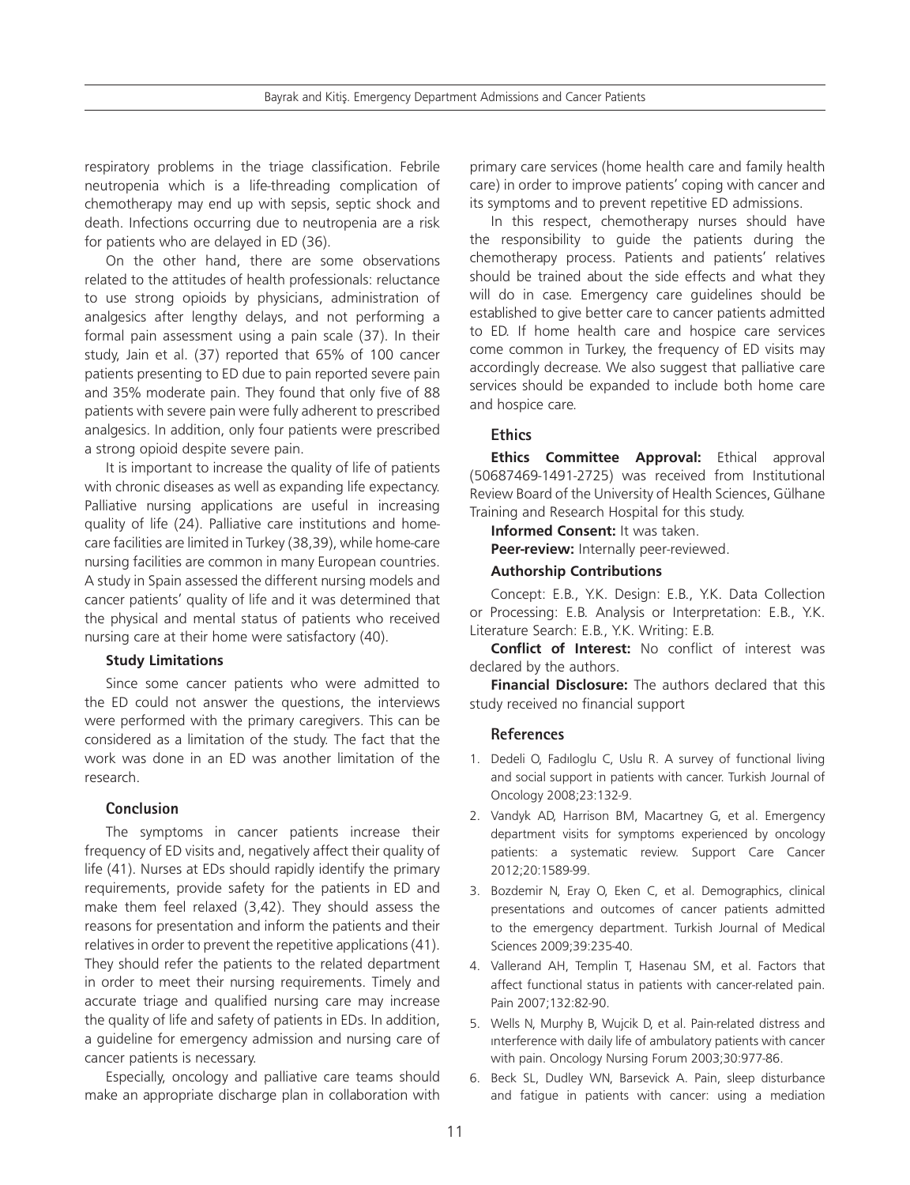respiratory problems in the triage classification. Febrile neutropenia which is a life-threading complication of chemotherapy may end up with sepsis, septic shock and death. Infections occurring due to neutropenia are a risk for patients who are delayed in ED (36).

On the other hand, there are some observations related to the attitudes of health professionals: reluctance to use strong opioids by physicians, administration of analgesics after lengthy delays, and not performing a formal pain assessment using a pain scale (37). In their study, Jain et al. (37) reported that 65% of 100 cancer patients presenting to ED due to pain reported severe pain and 35% moderate pain. They found that only five of 88 patients with severe pain were fully adherent to prescribed analgesics. In addition, only four patients were prescribed a strong opioid despite severe pain.

It is important to increase the quality of life of patients with chronic diseases as well as expanding life expectancy. Palliative nursing applications are useful in increasing quality of life (24). Palliative care institutions and home-care facilities are limited in Turkey (38,39), while home-care nursing facilities are common in many European countries. A study in Spain assessed the different nursing models and cancer patients' quality of life and it was determined that the physical and mental status of patients who received nursing care at their home were satisfactory (40).

### Study Limitations

Since some cancer patients who were admitted to the ED could not answer the questions, the interviews were performed with the primary caregivers. This can be considered as a limitation of the study. The fact that the work was done in an ED was another limitation of the research.

## Conclusion

The symptoms in cancer patients increase their frequency of ED visits and, negatively affect their quality of life (41). Nurses at EDs should rapidly identify the primary requirements, provide safety for the patients in ED and make them feel relaxed (3,42). They should assess the reasons for presentation and inform the patients and their relatives in order to prevent the repetitive applications (41). They should refer the patients to the related department in order to meet their nursing requirements. Timely and accurate triage and qualified nursing care may increase the quality of life and safety of patients in EDs. In addition, a guideline for emergency admission and nursing care of cancer patients is necessary.

Especially, oncology and palliative care teams should make an appropriate discharge plan in collaboration with primary care services (home health care and family health care) in order to improve patients' coping with cancer and its symptoms and to prevent repetitive ED admissions.

In this respect, chemotherapy nurses should have the responsibility to guide the patients during the chemotherapy process. Patients and patients' relatives should be trained about the side effects and what they will do in case. Emergency care guidelines should be established to give better care to cancer patients admitted to ED. If home health care and hospice care services come common in Turkey, the frequency of ED visits may accordingly decrease. We also suggest that palliative care services should be expanded to include both home care and hospice care.

## Ethics

**Ethics Committee Approval:** Ethical approval (50687469-1491-2725) was received from Institutional Review Board of the University of Health Sciences, Gülhane Training and Research Hospital for this study.

**Informed Consent:** It was taken.

**Peer-review:** Internally peer-reviewed.

**Authorship Contributions**

Concept: E.B., Y.K. Design: E.B., Y.K. Data Collection or Processing: E.B. Analysis or Interpretation: E.B., Y.K. Literature Search: E.B., Y.K. Writing: E.B.

**Conflict of Interest:** No conflict of interest was declared by the authors.

**Financial Disclosure:** The authors declared that this study received no financial support

## References

1. Dedeli O, Fadıloglu C, Uslu R. A survey of functional living and social support in patients with cancer. Turkish Journal of Oncology 2008;23:132-9.
2. Vandyk AD, Harrison BM, Macartney G, et al. Emergency department visits for symptoms experienced by oncology patients: a systematic review. Support Care Cancer 2012;20:1589-99.
3. Bozdemir N, Eray O, Eken C, et al. Demographics, clinical presentations and outcomes of cancer patients admitted to the emergency department. Turkish Journal of Medical Sciences 2009;39:235-40.
4. Vallerand AH, Templin T, Hasenau SM, et al. Factors that affect functional status in patients with cancer-related pain. Pain 2007;132:82-90.
5. Wells N, Murphy B, Wujcik D, et al. Pain-related distress and ınterference with daily life of ambulatory patients with cancer with pain. Oncology Nursing Forum 2003;30:977-86.
6. Beck SL, Dudley WN, Barsevick A. Pain, sleep disturbance and fatigue in patients with cancer: using a mediation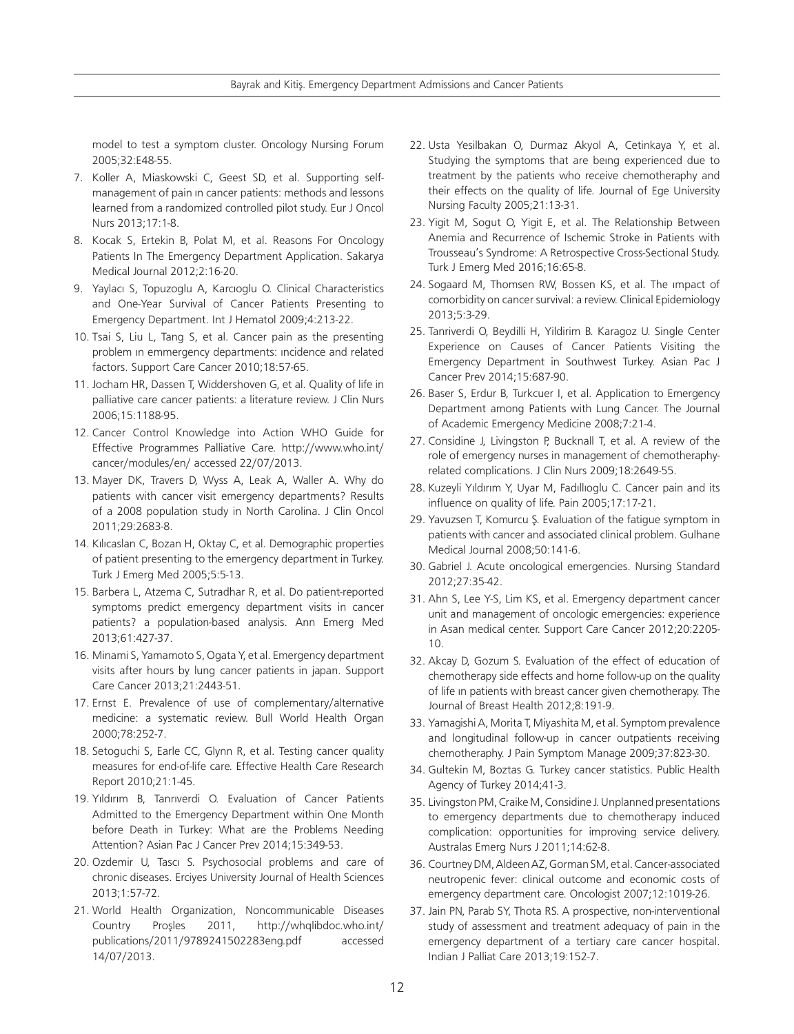model to test a symptom cluster. Oncology Nursing Forum 2005;32:E48-55.

7. Koller A, Miaskowski C, Geest SD, et al. Supporting self-management of pain ın cancer patients: methods and lessons learned from a randomized controlled pilot study. Eur J Oncol Nurs 2013;17:1-8.
8. Kocak S, Ertekin B, Polat M, et al. Reasons For Oncology Patients In The Emergency Department Application. Sakarya Medical Journal 2012;2:16-20.
9. Yaylacı S, Topuzoglu A, Karcıoglu O. Clinical Characteristics and One-Year Survival of Cancer Patients Presenting to Emergency Department. Int J Hematol 2009;4:213-22.
10. Tsai S, Liu L, Tang S, et al. Cancer pain as the presenting problem ın emmergency departments: ıncidence and related factors. Support Care Cancer 2010;18:57-65.
11. Jocham HR, Dassen T, Widdershoven G, et al. Quality of life in palliative care cancer patients: a literature review. J Clin Nurs 2006;15:1188-95.
12. Cancer Control Knowledge into Action WHO Guide for Effective Programmes Palliative Care. http://www.who.int/cancer/modules/en/ accessed 22/07/2013.
13. Mayer DK, Travers D, Wyss A, Leak A, Waller A. Why do patients with cancer visit emergency departments? Results of a 2008 population study in North Carolina. J Clin Oncol 2011;29:2683-8.
14. Kılıcaslan C, Bozan H, Oktay C, et al. Demographic properties of patient presenting to the emergency department in Turkey. Turk J Emerg Med 2005;5:5-13.
15. Barbera L, Atzema C, Sutradhar R, et al. Do patient-reported symptoms predict emergency department visits in cancer patients? a population-based analysis. Ann Emerg Med 2013;61:427-37.
16. Minami S, Yamamoto S, Ogata Y, et al. Emergency department visits after hours by lung cancer patients in japan. Support Care Cancer 2013;21:2443-51.
17. Ernst E. Prevalence of use of complementary/alternative medicine: a systematic review. Bull World Health Organ 2000;78:252-7.
18. Setoguchi S, Earle CC, Glynn R, et al. Testing cancer quality measures for end-of-life care. Effective Health Care Research Report 2010;21:1-45.
19. Yıldırım B, Tanrıverdi O. Evaluation of Cancer Patients Admitted to the Emergency Department within One Month before Death in Turkey: What are the Problems Needing Attention? Asian Pac J Cancer Prev 2014;15:349-53.
20. Ozdemir U, Tascı S. Psychosocial problems and care of chronic diseases. Erciyes University Journal of Health Sciences 2013;1:57-72.
21. World Health Organization, Noncommunicable Diseases Country Proşles 2011, http://whqlibdoc.who.int/publications/2011/9789241502283eng.pdf accessed 14/07/2013.
22. Usta Yesilbakan O, Durmaz Akyol A, Cetinkaya Y, et al. Studying the symptoms that are beıng experienced due to treatment by the patients who receive chemotheraphy and their effects on the quality of life. Journal of Ege University Nursing Faculty 2005;21:13-31.
23. Yigit M, Sogut O, Yigit E, et al. The Relationship Between Anemia and Recurrence of Ischemic Stroke in Patients with Trousseau's Syndrome: A Retrospective Cross-Sectional Study. Turk J Emerg Med 2016;16:65-8.
24. Sogaard M, Thomsen RW, Bossen KS, et al. The ımpact of comorbidity on cancer survival: a review. Clinical Epidemiology 2013;5:3-29.
25. Tanriverdi O, Beydilli H, Yildirim B. Karagoz U. Single Center Experience on Causes of Cancer Patients Visiting the Emergency Department in Southwest Turkey. Asian Pac J Cancer Prev 2014;15:687-90.
26. Baser S, Erdur B, Turkcuer I, et al. Application to Emergency Department among Patients with Lung Cancer. The Journal of Academic Emergency Medicine 2008;7:21-4.
27. Considine J, Livingston P, Bucknall T, et al. A review of the role of emergency nurses in management of chemotheraphy-related complications. J Clin Nurs 2009;18:2649-55.
28. Kuzeyli Yıldırım Y, Uyar M, Fadıllıoglu C. Cancer pain and its influence on quality of life. Pain 2005;17:17-21.
29. Yavuzsen T, Komurcu Ş. Evaluation of the fatigue symptom in patients with cancer and associated clinical problem. Gulhane Medical Journal 2008;50:141-6.
30. Gabriel J. Acute oncological emergencies. Nursing Standard 2012;27:35-42.
31. Ahn S, Lee Y-S, Lim KS, et al. Emergency department cancer unit and management of oncologic emergencies: experience in Asan medical center. Support Care Cancer 2012;20:2205-10.
32. Akcay D, Gozum S. Evaluation of the effect of education of chemotherapy side effects and home follow-up on the quality of life ın patients with breast cancer given chemotherapy. The Journal of Breast Health 2012;8:191-9.
33. Yamagishi A, Morita T, Miyashita M, et al. Symptom prevalence and longitudinal follow-up in cancer outpatients receiving chemotheraphy. J Pain Symptom Manage 2009;37:823-30.
34. Gultekin M, Boztas G. Turkey cancer statistics. Public Health Agency of Turkey 2014;41-3.
35. Livingston PM, Craike M, Considine J. Unplanned presentations to emergency departments due to chemotherapy induced complication: opportunities for improving service delivery. Australas Emerg Nurs J 2011;14:62-8.
36. Courtney DM, Aldeen AZ, Gorman SM, et al. Cancer-associated neutropenic fever: clinical outcome and economic costs of emergency department care. Oncologist 2007;12:1019-26.
37. Jain PN, Parab SY, Thota RS. A prospective, non-interventional study of assessment and treatment adequacy of pain in the emergency department of a tertiary care cancer hospital. Indian J Palliat Care 2013;19:152-7.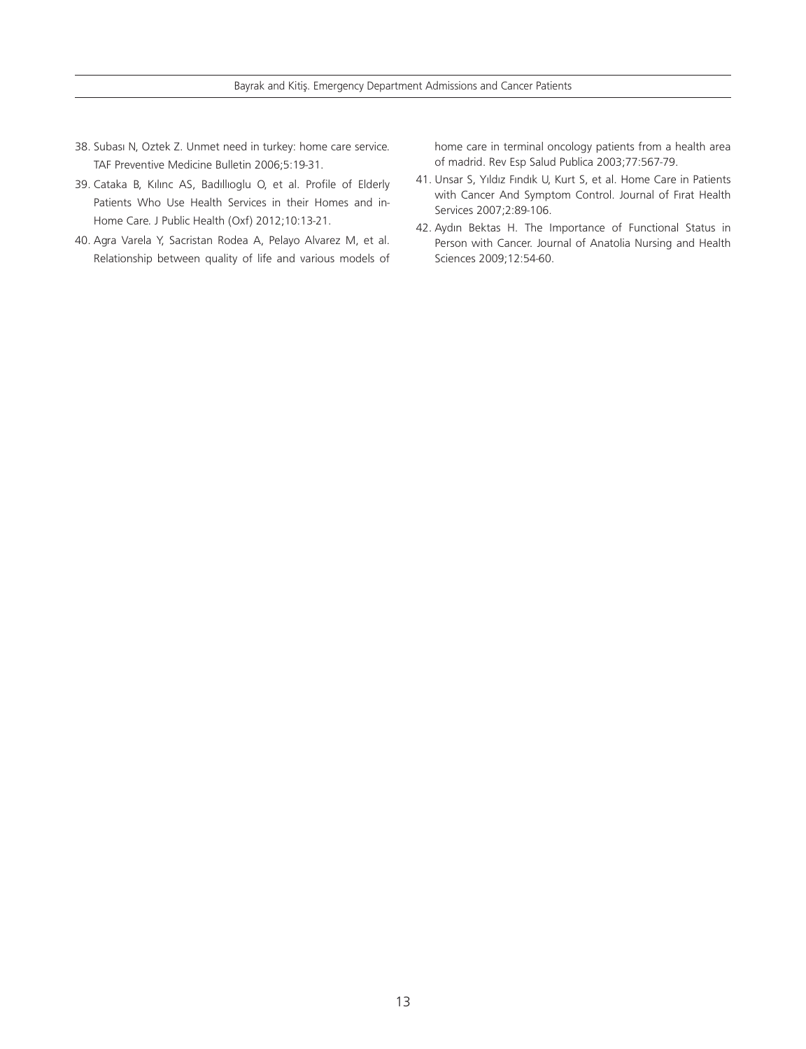38. Subası N, Oztek Z. Unmet need in turkey: home care service. TAF Preventive Medicine Bulletin 2006;5:19-31.
39. Cataka B, Kılınc AS, Badıllıoglu O, et al. Profile of Elderly Patients Who Use Health Services in their Homes and in-Home Care. J Public Health (Oxf) 2012;10:13-21.
40. Agra Varela Y, Sacristan Rodea A, Pelayo Alvarez M, et al. Relationship between quality of life and various models of home care in terminal oncology patients from a health area of madrid. Rev Esp Salud Publica 2003;77:567-79.
41. Unsar S, Yıldız Fındık U, Kurt S, et al. Home Care in Patients with Cancer And Symptom Control. Journal of Fırat Health Services 2007;2:89-106.
42. Aydın Bektas H. The Importance of Functional Status in Person with Cancer. Journal of Anatolia Nursing and Health Sciences 2009;12:54-60.